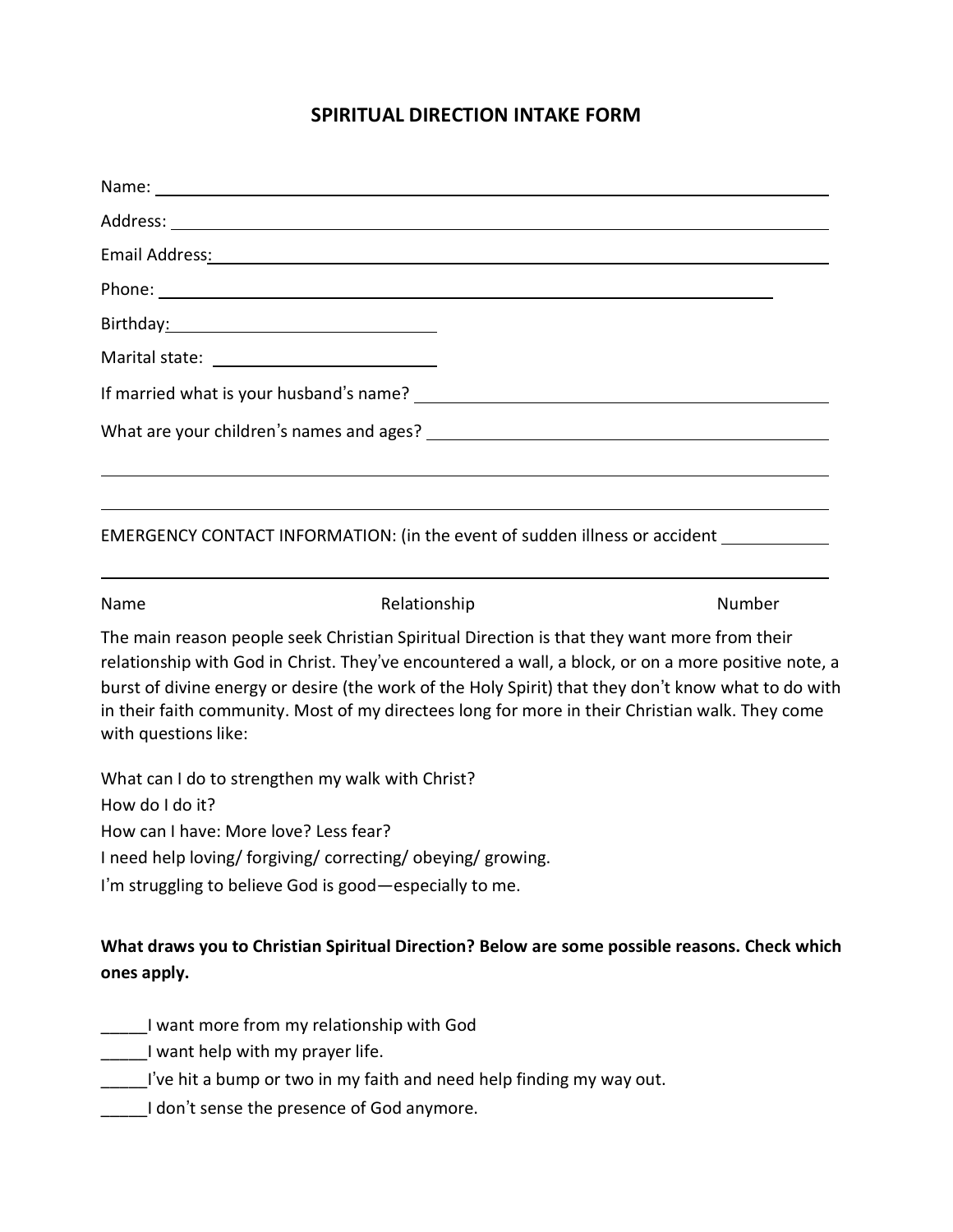# SPIRITUAL DIRECTION INTAKE FORM

Name: ______________________________________________________________________

Address: ____________________________________________________________________

Email Address: _______________________________________________________________

Phone: _______________________________________________________________

Birthday: ___________________________

Marital state: ______________________

If married what is your husband's name? _______________________________________

What are your children's names and ages? ______________________________________

______________________________________________________________________________

______________________________________________________________________________

EMERGENCY CONTACT INFORMATION: (in the event of sudden illness or accident __________

______________________________________________________________________________

Name                                        Relationship                                        Number

The main reason people seek Christian Spiritual Direction is that they want more from their relationship with God in Christ. They've encountered a wall, a block, or on a more positive note, a burst of divine energy or desire (the work of the Holy Spirit) that they don't know what to do with in their faith community. Most of my directees long for more in their Christian walk. They come with questions like:

What can I do to strengthen my walk with Christ?
How do I do it?
How can I have: More love? Less fear?
I need help loving/ forgiving/ correcting/ obeying/ growing.
I'm struggling to believe God is good—especially to me.

**What draws you to Christian Spiritual Direction? Below are some possible reasons. Check which ones apply.**

_____I want more from my relationship with God
_____I want help with my prayer life.
_____I've hit a bump or two in my faith and need help finding my way out.
_____I don't sense the presence of God anymore.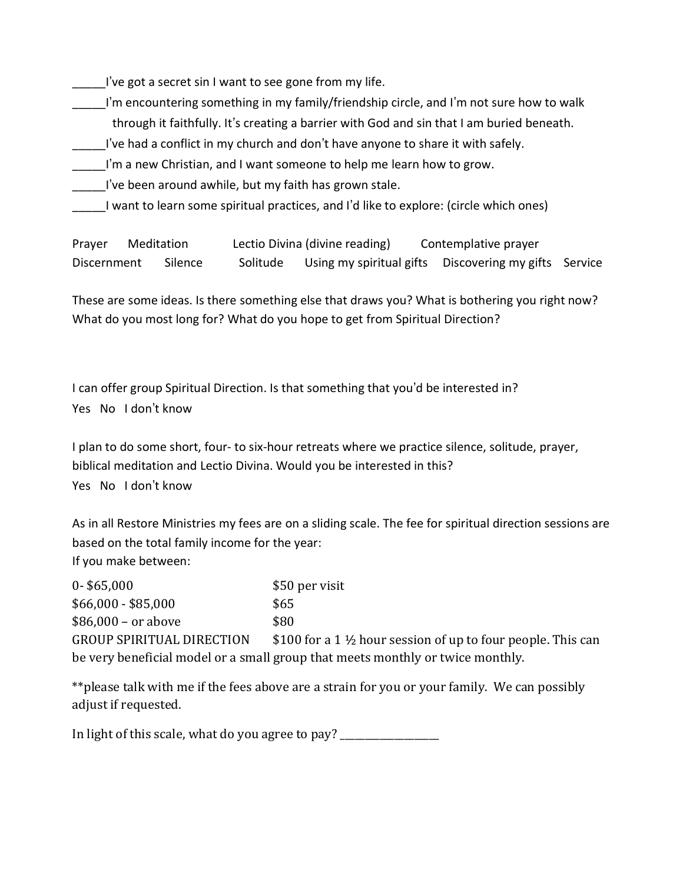_____I've got a secret sin I want to see gone from my life.

_____I'm encountering something in my family/friendship circle, and I'm not sure how to walk through it faithfully. It's creating a barrier with God and sin that I am buried beneath.

_____I've had a conflict in my church and don't have anyone to share it with safely.

_____I'm a new Christian, and I want someone to help me learn how to grow.

_____I've been around awhile, but my faith has grown stale.

_____I want to learn some spiritual practices, and I'd like to explore: (circle which ones)

Prayer    Meditation    Lectio Divina (divine reading)    Contemplative prayer
Discernment    Silence    Solitude    Using my spiritual gifts    Discovering my gifts    Service

These are some ideas. Is there something else that draws you? What is bothering you right now? What do you most long for? What do you hope to get from Spiritual Direction?

I can offer group Spiritual Direction. Is that something that you'd be interested in?
Yes   No   I don't know

I plan to do some short, four- to six-hour retreats where we practice silence, solitude, prayer, biblical meditation and Lectio Divina. Would you be interested in this?
Yes   No   I don't know

As in all Restore Ministries my fees are on a sliding scale. The fee for spiritual direction sessions are based on the total family income for the year:
If you make between:

| | |
|---|---|
| 0- $65,000 | $50 per visit |
| $66,000 - $85,000 | $65 |
| $86,000 – or above | $80 |
| GROUP SPIRITUAL DIRECTION | $100 for a 1 ½ hour session of up to four people. This can be very beneficial model or a small group that meets monthly or twice monthly. |

**please talk with me if the fees above are a strain for you or your family. We can possibly adjust if requested.

In light of this scale, what do you agree to pay? _________________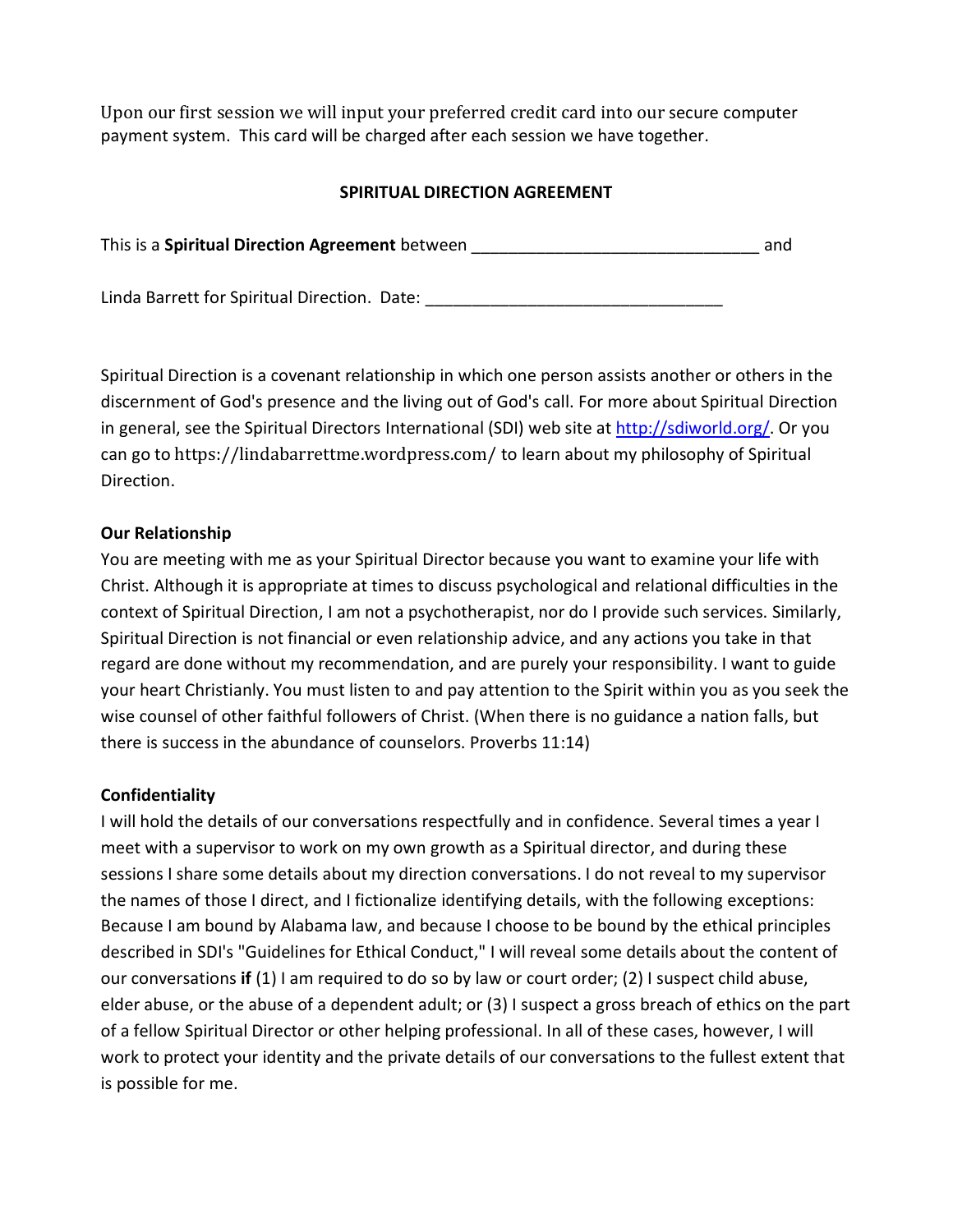Upon our first session we will input your preferred credit card into our secure computer payment system. This card will be charged after each session we have together.

## SPIRITUAL DIRECTION AGREEMENT

This is a **Spiritual Direction Agreement** between ______________________________ and

Linda Barrett for Spiritual Direction. Date: _______________________________

Spiritual Direction is a covenant relationship in which one person assists another or others in the discernment of God's presence and the living out of God's call. For more about Spiritual Direction in general, see the Spiritual Directors International (SDI) web site at [http://sdiworld.org/](http://sdiworld.org/). Or you can go to https://lindabarrettme.wordpress.com/ to learn about my philosophy of Spiritual Direction.

### Our Relationship

You are meeting with me as your Spiritual Director because you want to examine your life with Christ. Although it is appropriate at times to discuss psychological and relational difficulties in the context of Spiritual Direction, I am not a psychotherapist, nor do I provide such services. Similarly, Spiritual Direction is not financial or even relationship advice, and any actions you take in that regard are done without my recommendation, and are purely your responsibility. I want to guide your heart Christianly. You must listen to and pay attention to the Spirit within you as you seek the wise counsel of other faithful followers of Christ. (When there is no guidance a nation falls, but there is success in the abundance of counselors. Proverbs 11:14)

### Confidentiality

I will hold the details of our conversations respectfully and in confidence. Several times a year I meet with a supervisor to work on my own growth as a Spiritual director, and during these sessions I share some details about my direction conversations. I do not reveal to my supervisor the names of those I direct, and I fictionalize identifying details, with the following exceptions: Because I am bound by Alabama law, and because I choose to be bound by the ethical principles described in SDI's "Guidelines for Ethical Conduct," I will reveal some details about the content of our conversations **if** (1) I am required to do so by law or court order; (2) I suspect child abuse, elder abuse, or the abuse of a dependent adult; or (3) I suspect a gross breach of ethics on the part of a fellow Spiritual Director or other helping professional. In all of these cases, however, I will work to protect your identity and the private details of our conversations to the fullest extent that is possible for me.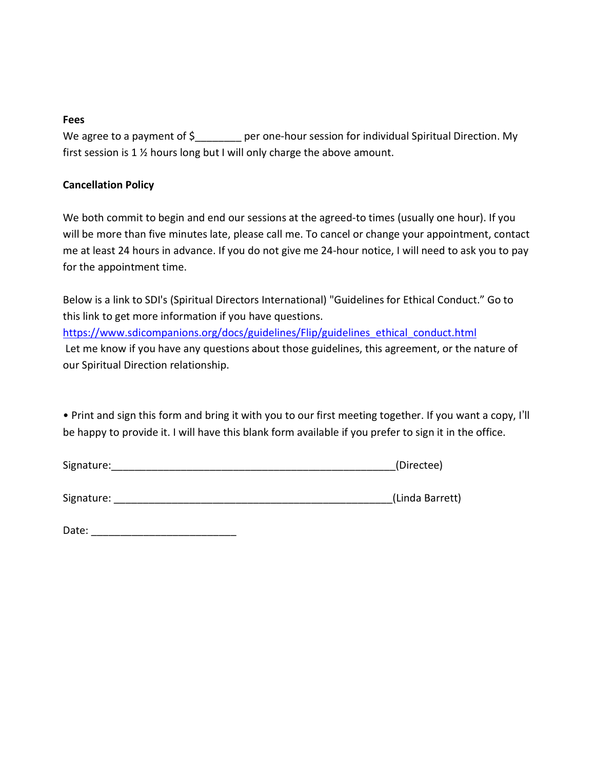**Fees**

We agree to a payment of $________ per one-hour session for individual Spiritual Direction. My first session is 1 ½ hours long but I will only charge the above amount.

**Cancellation Policy**

We both commit to begin and end our sessions at the agreed-to times (usually one hour). If you will be more than five minutes late, please call me. To cancel or change your appointment, contact me at least 24 hours in advance. If you do not give me 24-hour notice, I will need to ask you to pay for the appointment time.

Below is a link to SDI's (Spiritual Directors International) "Guidelines for Ethical Conduct." Go to this link to get more information if you have questions.
https://www.sdicompanions.org/docs/guidelines/Flip/guidelines_ethical_conduct.html
Let me know if you have any questions about those guidelines, this agreement, or the nature of our Spiritual Direction relationship.

• Print and sign this form and bring it with you to our first meeting together. If you want a copy, I'll be happy to provide it. I will have this blank form available if you prefer to sign it in the office.

Signature:__________________________________________________(Directee)

Signature: _________________________________________________(Linda Barrett)

Date: ________________________